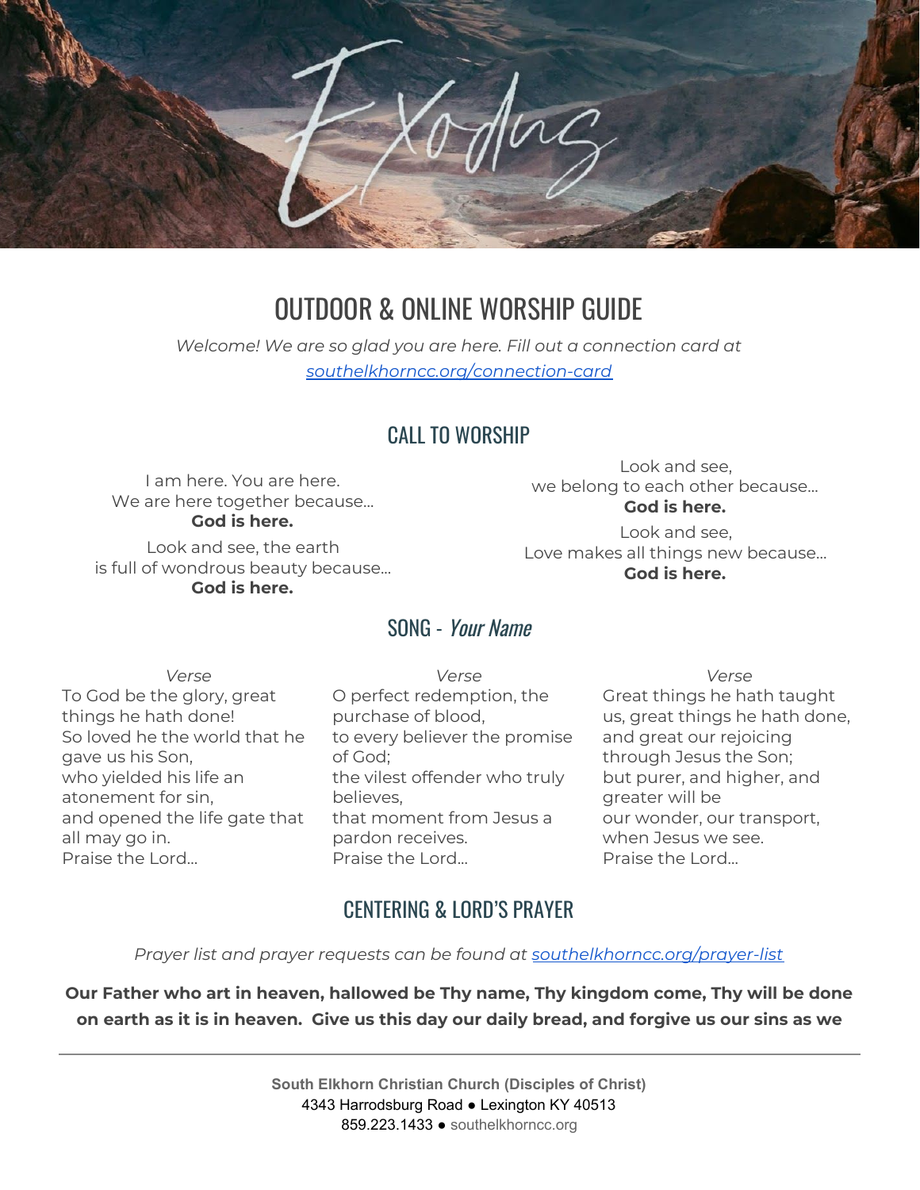Exodus

# OUTDOOR & ONLINE WORSHIP GUIDE

*Welcome! We are so glad you are here. Fill out a connection card at [southelkhorncc.org/connection-card](southelkhorncc.org/connection-card)*

## CALL TO WORSHIP

I am here. You are here.
We are here together because…
**God is here.**

Look and see, the earth
is full of wondrous beauty because…
**God is here.**

Look and see,
we belong to each other because…
**God is here.**

Look and see,
Love makes all things new because…
**God is here.**

## SONG - *Your Name*

*Verse*
To God be the glory, great things he hath done!
So loved he the world that he gave us his Son,
who yielded his life an atonement for sin,
and opened the life gate that all may go in.
Praise the Lord…

*Verse*
O perfect redemption, the purchase of blood,
to every believer the promise of God;
the vilest offender who truly believes,
that moment from Jesus a pardon receives.
Praise the Lord…

*Verse*
Great things he hath taught us, great things he hath done,
and great our rejoicing through Jesus the Son;
but purer, and higher, and greater will be
our wonder, our transport, when Jesus we see.
Praise the Lord…

## CENTERING & LORD'S PRAYER

*Prayer list and prayer requests can be found at [southelkhorncc.org/prayer-list](southelkhorncc.org/prayer-list)*

**Our Father who art in heaven, hallowed be Thy name, Thy kingdom come, Thy will be done on earth as it is in heaven. Give us this day our daily bread, and forgive us our sins as we**

---

South Elkhorn Christian Church (Disciples of Christ)
4343 Harrodsburg Road ● Lexington KY 40513
859.223.1433 ● southelkhorncc.org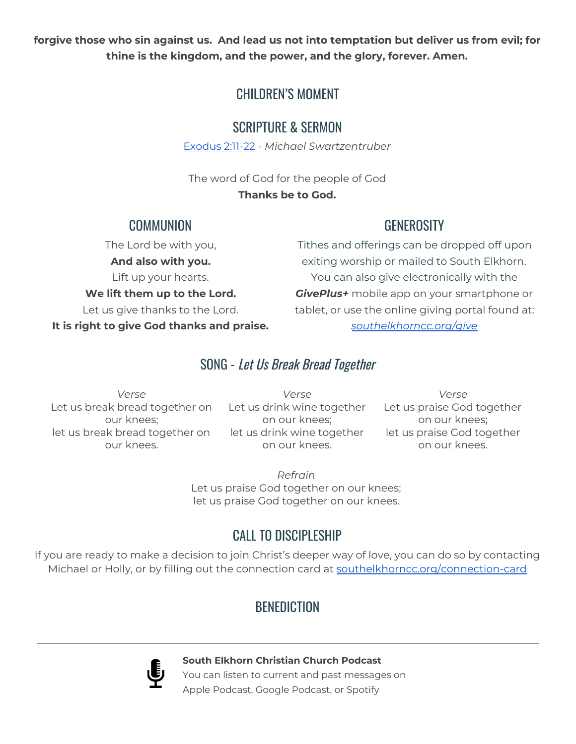**forgive those who sin against us. And lead us not into temptation but deliver us from evil; for thine is the kingdom, and the power, and the glory, forever. Amen.**

## CHILDREN'S MOMENT

## SCRIPTURE & SERMON

Exodus 2:11-22 - *Michael Swartzentruber*

The word of God for the people of God
**Thanks be to God.**

## COMMUNION

The Lord be with you,
**And also with you.**
Lift up your hearts.
**We lift them up to the Lord.**
Let us give thanks to the Lord.
**It is right to give God thanks and praise.**

## GENEROSITY

Tithes and offerings can be dropped off upon exiting worship or mailed to South Elkhorn. You can also give electronically with the ***GivePlus+*** mobile app on your smartphone or tablet, or use the online giving portal found at: *southelkhorncc.org/give*

## SONG - *Let Us Break Bread Together*

*Verse*
Let us break bread together on our knees;
let us break bread together on our knees.

*Verse*
Let us drink wine together on our knees;
let us drink wine together on our knees.

*Verse*
Let us praise God together on our knees;
let us praise God together on our knees.

*Refrain*
Let us praise God together on our knees;
let us praise God together on our knees.

## CALL TO DISCIPLESHIP

If you are ready to make a decision to join Christ's deeper way of love, you can do so by contacting Michael or Holly, or by filling out the connection card at southelkhorncc.org/connection-card

## BENEDICTION

---

**South Elkhorn Christian Church Podcast**
You can listen to current and past messages on Apple Podcast, Google Podcast, or Spotify